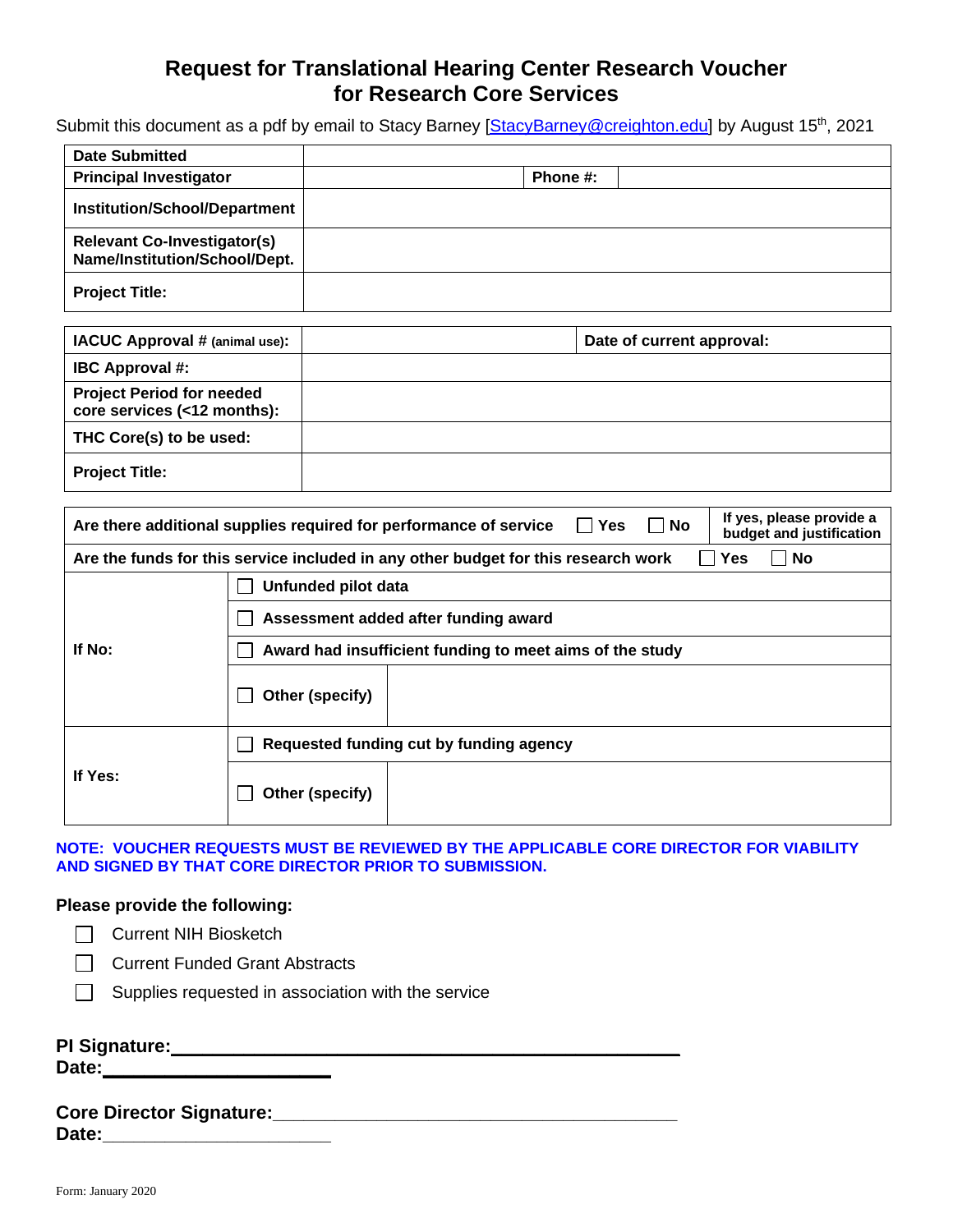# Request for Translational Hearing Center Research Voucher for Research Core Services

Submit this document as a pdf by email to Stacy Barney [StacyBarney@creighton.edu] by August 15th, 2021

| **Date Submitted** | | | |
|---|---|---|---|
| **Principal Investigator** | | **Phone #:** | |
| **Institution/School/Department** | | | |
| **Relevant Co-Investigator(s) Name/Institution/School/Dept.** | | | |
| **Project Title:** | | | |

| **IACUC Approval # (animal use):** | | **Date of current approval:** |
|---|---|---|
| **IBC Approval #:** | | |
| **Project Period for needed core services (<12 months):** | | |
| **THC Core(s) to be used:** | | |
| **Project Title:** | | |

| | | |
|---|---|---|
| **Are there additional supplies required for performance of service** ☐ **Yes** ☐ **No** | | **If yes, please provide a budget and justification** |
| **Are the funds for this service included in any other budget for this research work** ☐ **Yes** ☐ **No** | | |
| **If No:** | ☐ **Unfunded pilot data** | |
| | ☐ **Assessment added after funding award** | |
| | ☐ **Award had insufficient funding to meet aims of the study** | |
| | ☐ **Other (specify)** | |
| **If Yes:** | ☐ **Requested funding cut by funding agency** | |
| | ☐ **Other (specify)** | |

**NOTE: VOUCHER REQUESTS MUST BE REVIEWED BY THE APPLICABLE CORE DIRECTOR FOR VIABILITY AND SIGNED BY THAT CORE DIRECTOR PRIOR TO SUBMISSION.**

**Please provide the following:**

- ☐ Current NIH Biosketch
- ☐ Current Funded Grant Abstracts
- ☐ Supplies requested in association with the service

**PI Signature:**\_\_\_\_\_\_\_\_\_\_\_\_\_\_\_\_\_\_\_\_\_\_\_\_\_\_\_\_\_\_\_\_\_\_\_\_\_\_\_\_\_\_\_\_
**Date:**\_\_\_\_\_\_\_\_\_\_\_\_\_\_\_\_\_\_\_\_

**Core Director Signature:**\_\_\_\_\_\_\_\_\_\_\_\_\_\_\_\_\_\_\_\_\_\_\_\_\_\_\_\_\_\_\_\_\_\_\_\_\_\_
**Date:**\_\_\_\_\_\_\_\_\_\_\_\_\_\_\_\_\_\_\_\_

Form: January 2020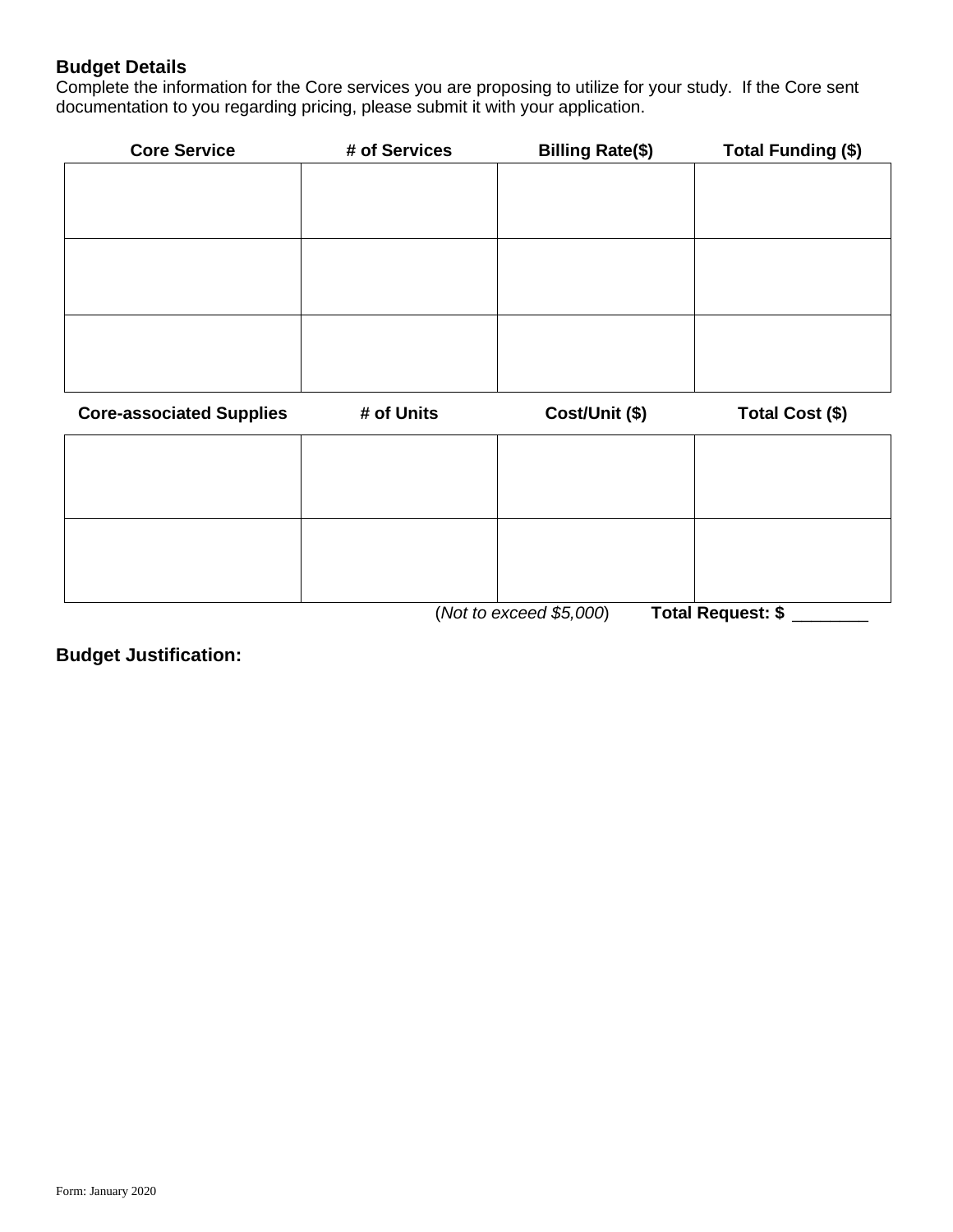## Budget Details

Complete the information for the Core services you are proposing to utilize for your study. If the Core sent documentation to you regarding pricing, please submit it with your application.

| Core Service | # of Services | Billing Rate($) | Total Funding ($) |
|---|---|---|---|
| | | | |
| | | | |
| | | | |

| Core-associated Supplies | # of Units | Cost/Unit ($) | Total Cost ($) |
|---|---|---|---|
| | | | |
| | | | |

(*Not to exceed $5,000*) **Total Request: $** ________

## Budget Justification:

Form: January 2020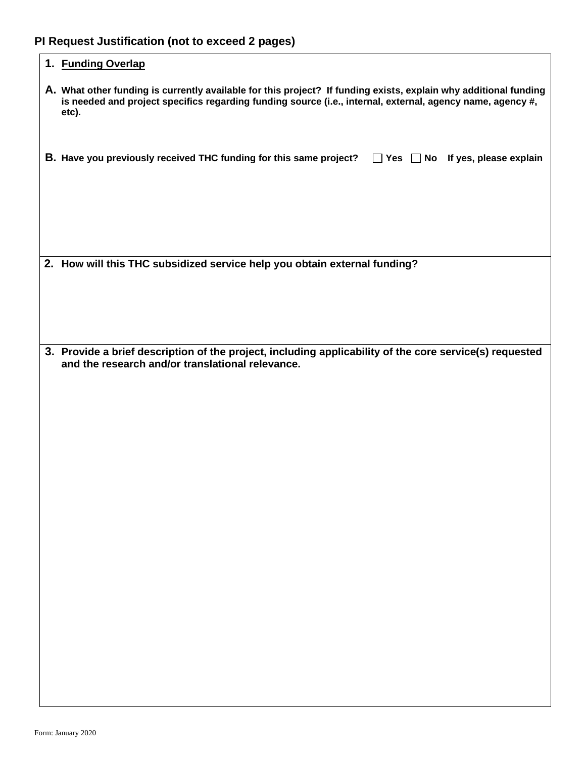## PI Request Justification (not to exceed 2 pages)

**1. Funding Overlap**

**A. What other funding is currently available for this project? If funding exists, explain why additional funding is needed and project specifics regarding funding source (i.e., internal, external, agency name, agency #, etc).**

**B. Have you previously received THC funding for this same project?** ☐ **Yes** ☐ **No** **If yes, please explain**

**2. How will this THC subsidized service help you obtain external funding?**

**3. Provide a brief description of the project, including applicability of the core service(s) requested and the research and/or translational relevance.**

Form: January 2020